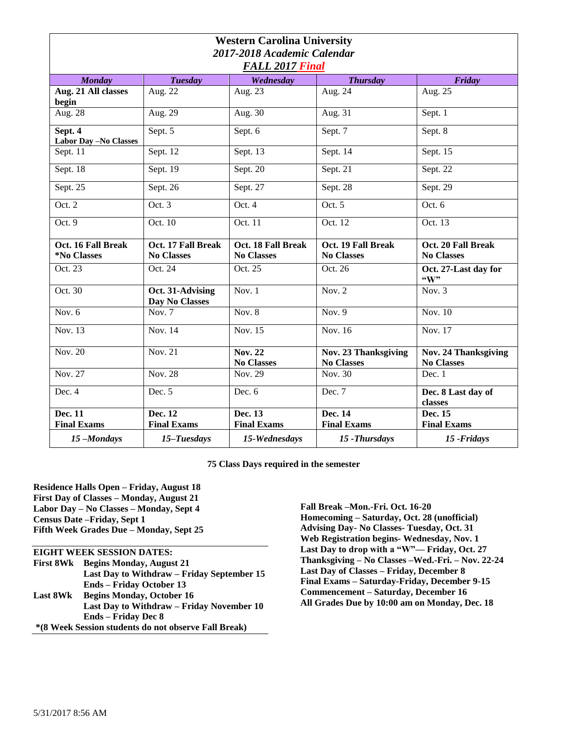# Western Carolina University

## *2017-2018 Academic Calendar*

### *FALL 2017 Final*

| *Monday* | *Tuesday* | *Wednesday* | *Thursday* | *Friday* |
|---|---|---|---|---|
| **Aug. 21 All classes begin** | Aug. 22 | Aug. 23 | Aug. 24 | Aug. 25 |
| Aug. 28 | Aug. 29 | Aug. 30 | Aug. 31 | Sept. 1 |
| **Sept. 4 Labor Day –No Classes** | Sept. 5 | Sept. 6 | Sept. 7 | Sept. 8 |
| Sept. 11 | Sept. 12 | Sept. 13 | Sept. 14 | Sept. 15 |
| Sept. 18 | Sept. 19 | Sept. 20 | Sept. 21 | Sept. 22 |
| Sept. 25 | Sept. 26 | Sept. 27 | Sept. 28 | Sept. 29 |
| Oct. 2 | Oct. 3 | Oct. 4 | Oct. 5 | Oct. 6 |
| Oct. 9 | Oct. 10 | Oct. 11 | Oct. 12 | Oct. 13 |
| **Oct. 16 Fall Break *No Classes** | **Oct. 17 Fall Break No Classes** | **Oct. 18 Fall Break No Classes** | **Oct. 19 Fall Break No Classes** | **Oct. 20 Fall Break No Classes** |
| Oct. 23 | Oct. 24 | Oct. 25 | Oct. 26 | **Oct. 27-Last day for "W"** |
| Oct. 30 | **Oct. 31-Advising Day No Classes** | Nov. 1 | Nov. 2 | Nov. 3 |
| Nov. 6 | Nov. 7 | Nov. 8 | Nov. 9 | Nov. 10 |
| Nov. 13 | Nov. 14 | Nov. 15 | Nov. 16 | Nov. 17 |
| Nov. 20 | Nov. 21 | **Nov. 22 No Classes** | **Nov. 23 Thanksgiving No Classes** | **Nov. 24 Thanksgiving No Classes** |
| Nov. 27 | Nov. 28 | Nov. 29 | Nov. 30 | Dec. 1 |
| Dec. 4 | Dec. 5 | Dec. 6 | Dec. 7 | **Dec. 8 Last day of classes** |
| **Dec. 11 Final Exams** | **Dec. 12 Final Exams** | **Dec. 13 Final Exams** | **Dec. 14 Final Exams** | **Dec. 15 Final Exams** |
| ***15 –Mondays*** | ***15–Tuesdays*** | ***15-Wednesdays*** | ***15 -Thursdays*** | ***15 -Fridays*** |

**75 Class Days required in the semester**

**Residence Halls Open – Friday, August 18**
**First Day of Classes – Monday, August 21**
**Labor Day – No Classes – Monday, Sept 4**
**Census Date –Friday, Sept 1**
**Fifth Week Grades Due – Monday, Sept 25**

**EIGHT WEEK SESSION DATES:**

**First 8Wk** **Begins Monday, August 21**
**Last Day to Withdraw – Friday September 15**
**Ends – Friday October 13**

**Last 8Wk** **Begins Monday, October 16**
**Last Day to Withdraw – Friday November 10**
**Ends – Friday Dec 8**

**\*(8 Week Session students do not observe Fall Break)**

**Fall Break –Mon.-Fri. Oct. 16-20**
**Homecoming – Saturday, Oct. 28 (unofficial)**
**Advising Day- No Classes- Tuesday, Oct. 31**
**Web Registration begins- Wednesday, Nov. 1**
**Last Day to drop with a "W"— Friday, Oct. 27**
**Thanksgiving – No Classes –Wed.-Fri. – Nov. 22-24**
**Last Day of Classes – Friday, December 8**
**Final Exams – Saturday-Friday, December 9-15**
**Commencement – Saturday, December 16**
**All Grades Due by 10:00 am on Monday, Dec. 18**

5/31/2017 8:56 AM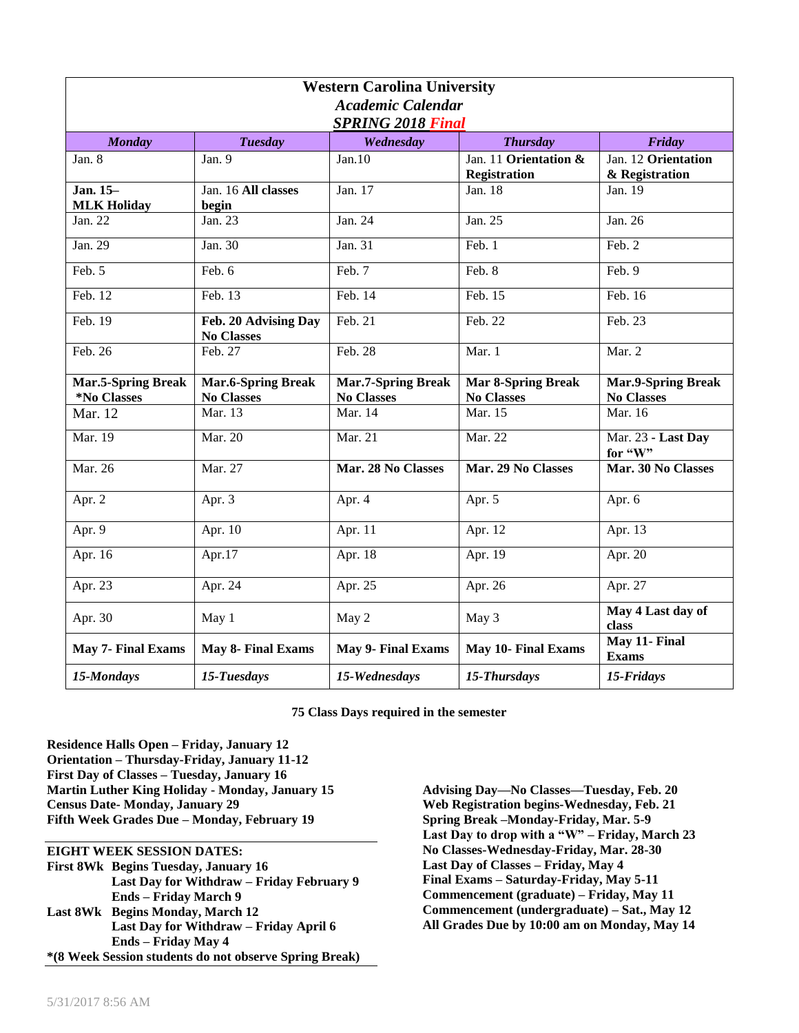**Western Carolina University**
***Academic Calendar***
***SPRING 2018 Final***

| *Monday* | *Tuesday* | *Wednesday* | *Thursday* | *Friday* |
|---|---|---|---|---|
| Jan. 8 | Jan. 9 | Jan.10 | Jan. 11 **Orientation & Registration** | Jan. 12 **Orientation & Registration** |
| **Jan. 15– MLK Holiday** | Jan. 16 **All classes begin** | Jan. 17 | Jan. 18 | Jan. 19 |
| Jan. 22 | Jan. 23 | Jan. 24 | Jan. 25 | Jan. 26 |
| Jan. 29 | Jan. 30 | Jan. 31 | Feb. 1 | Feb. 2 |
| Feb. 5 | Feb. 6 | Feb. 7 | Feb. 8 | Feb. 9 |
| Feb. 12 | Feb. 13 | Feb. 14 | Feb. 15 | Feb. 16 |
| Feb. 19 | **Feb. 20 Advising Day No Classes** | Feb. 21 | Feb. 22 | Feb. 23 |
| Feb. 26 | Feb. 27 | Feb. 28 | Mar. 1 | Mar. 2 |
| **Mar.5-Spring Break *No Classes** | **Mar.6-Spring Break No Classes** | **Mar.7-Spring Break No Classes** | **Mar 8-Spring Break No Classes** | **Mar.9-Spring Break No Classes** |
| Mar. 12 | Mar. 13 | Mar. 14 | Mar. 15 | Mar. 16 |
| Mar. 19 | Mar. 20 | Mar. 21 | Mar. 22 | Mar. 23 - **Last Day for "W"** |
| Mar. 26 | Mar. 27 | **Mar. 28 No Classes** | **Mar. 29 No Classes** | **Mar. 30 No Classes** |
| Apr. 2 | Apr. 3 | Apr. 4 | Apr. 5 | Apr. 6 |
| Apr. 9 | Apr. 10 | Apr. 11 | Apr. 12 | Apr. 13 |
| Apr. 16 | Apr.17 | Apr. 18 | Apr. 19 | Apr. 20 |
| Apr. 23 | Apr. 24 | Apr. 25 | Apr. 26 | Apr. 27 |
| Apr. 30 | May 1 | May 2 | May 3 | **May 4 Last day of class** |
| **May 7- Final Exams** | **May 8- Final Exams** | **May 9- Final Exams** | **May 10- Final Exams** | **May 11- Final Exams** |
| *15-Mondays* | *15-Tuesdays* | *15-Wednesdays* | *15-Thursdays* | *15-Fridays* |

**75 Class Days required in the semester**

**Residence Halls Open – Friday, January 12**
**Orientation – Thursday-Friday, January 11-12**
**First Day of Classes – Tuesday, January 16**
**Martin Luther King Holiday - Monday, January 15**
**Census Date- Monday, January 29**
**Fifth Week Grades Due – Monday, February 19**

**EIGHT WEEK SESSION DATES:**
**First 8Wk Begins Tuesday, January 16**
**Last Day for Withdraw – Friday February 9**
**Ends – Friday March 9**
**Last 8Wk Begins Monday, March 12**
**Last Day for Withdraw – Friday April 6**
**Ends – Friday May 4**
**\*(8 Week Session students do not observe Spring Break)**

**Advising Day—No Classes—Tuesday, Feb. 20**
**Web Registration begins-Wednesday, Feb. 21**
**Spring Break –Monday-Friday, Mar. 5-9**
**Last Day to drop with a "W" – Friday, March 23**
**No Classes-Wednesday-Friday, Mar. 28-30**
**Last Day of Classes – Friday, May 4**
**Final Exams – Saturday-Friday, May 5-11**
**Commencement (graduate) – Friday, May 11**
**Commencement (undergraduate) – Sat., May 12**
**All Grades Due by 10:00 am on Monday, May 14**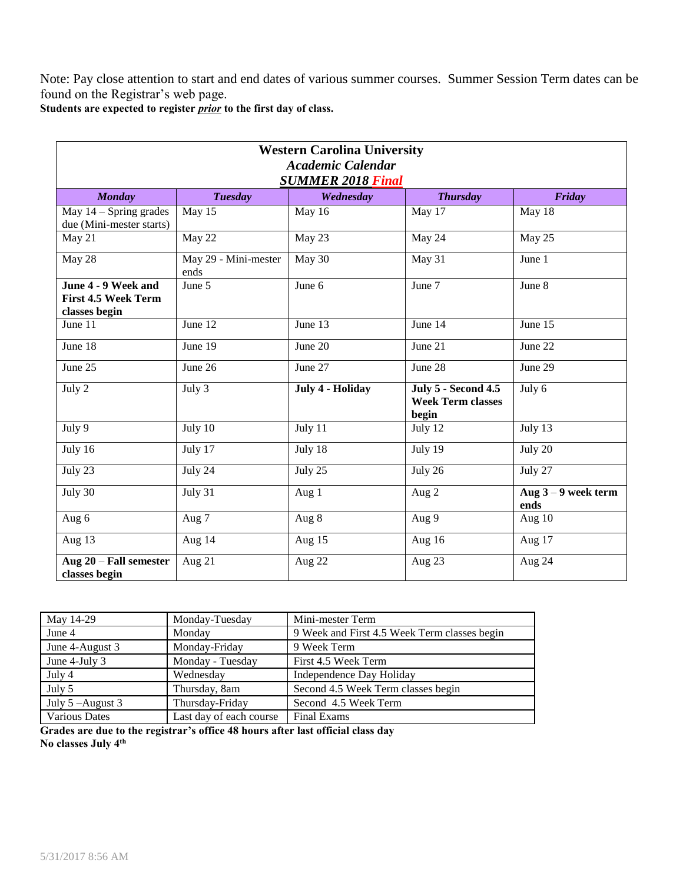Note: Pay close attention to start and end dates of various summer courses. Summer Session Term dates can be found on the Registrar's web page.

**Students are expected to register *prior* to the first day of class.**

**Western Carolina University**
***Academic Calendar***
***SUMMER 2018 Final***

| ***Monday*** | ***Tuesday*** | ***Wednesday*** | ***Thursday*** | ***Friday*** |
|---|---|---|---|---|
| May 14 – Spring grades due (Mini-mester starts) | May 15 | May 16 | May 17 | May 18 |
| May 21 | May 22 | May 23 | May 24 | May 25 |
| May 28 | May 29 - Mini-mester ends | May 30 | May 31 | June 1 |
| **June 4 - 9 Week and First 4.5 Week Term classes begin** | June 5 | June 6 | June 7 | June 8 |
| June 11 | June 12 | June 13 | June 14 | June 15 |
| June 18 | June 19 | June 20 | June 21 | June 22 |
| June 25 | June 26 | June 27 | June 28 | June 29 |
| July 2 | July 3 | **July 4 - Holiday** | **July 5 - Second 4.5 Week Term classes begin** | July 6 |
| July 9 | July 10 | July 11 | July 12 | July 13 |
| July 16 | July 17 | July 18 | July 19 | July 20 |
| July 23 | July 24 | July 25 | July 26 | July 27 |
| July 30 | July 31 | Aug 1 | Aug 2 | **Aug 3 – 9 week term ends** |
| Aug 6 | Aug 7 | Aug 8 | Aug 9 | Aug 10 |
| Aug 13 | Aug 14 | Aug 15 | Aug 16 | Aug 17 |
| **Aug 20 – Fall semester classes begin** | Aug 21 | Aug 22 | Aug 23 | Aug 24 |

| | | |
|---|---|---|
| May 14-29 | Monday-Tuesday | Mini-mester Term |
| June 4 | Monday | 9 Week and First 4.5 Week Term classes begin |
| June 4-August 3 | Monday-Friday | 9 Week Term |
| June 4-July 3 | Monday - Tuesday | First 4.5 Week Term |
| July 4 | Wednesday | Independence Day Holiday |
| July 5 | Thursday, 8am | Second 4.5 Week Term classes begin |
| July 5 –August 3 | Thursday-Friday | Second 4.5 Week Term |
| Various Dates | Last day of each course | Final Exams |

**Grades are due to the registrar's office 48 hours after last official class day**
**No classes July 4th**

5/31/2017 8:56 AM